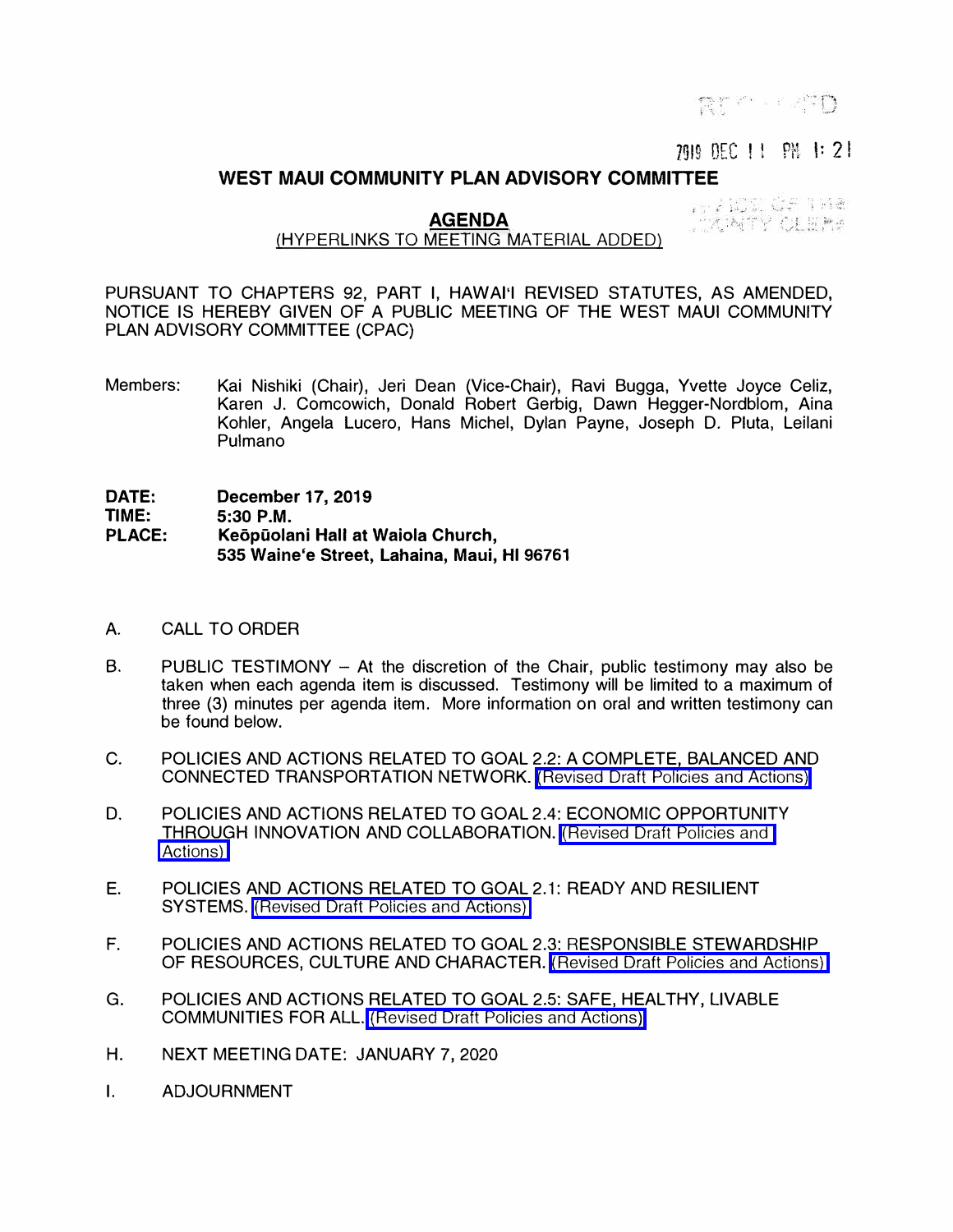RECEIVED

2019 DEC 11 PM 1:21

OFFICE OF THE COUNTY CLERK

# WEST MAUI COMMUNITY PLAN ADVISORY COMMITTEE

## AGENDA

(HYPERLINKS TO MEETING MATERIAL ADDED)

PURSUANT TO CHAPTERS 92, PART I, HAWAIʻI REVISED STATUTES, AS AMENDED, NOTICE IS HEREBY GIVEN OF A PUBLIC MEETING OF THE WEST MAUI COMMUNITY PLAN ADVISORY COMMITTEE (CPAC)

Members: Kai Nishiki (Chair), Jeri Dean (Vice-Chair), Ravi Bugga, Yvette Joyce Celiz, Karen J. Comcowich, Donald Robert Gerbig, Dawn Hegger-Nordblom, Aina Kohler, Angela Lucero, Hans Michel, Dylan Payne, Joseph D. Pluta, Leilani Pulmano

**DATE:** **December 17, 2019**
**TIME:** **5:30 P.M.**
**PLACE:** **Keōpūolani Hall at Waiola Church, 535 Waineʻe Street, Lahaina, Maui, HI 96761**

A. CALL TO ORDER

B. PUBLIC TESTIMONY – At the discretion of the Chair, public testimony may also be taken when each agenda item is discussed. Testimony will be limited to a maximum of three (3) minutes per agenda item. More information on oral and written testimony can be found below.

C. POLICIES AND ACTIONS RELATED TO GOAL 2.2: A COMPLETE, BALANCED AND CONNECTED TRANSPORTATION NETWORK. (Revised Draft Policies and Actions)

D. POLICIES AND ACTIONS RELATED TO GOAL 2.4: ECONOMIC OPPORTUNITY THROUGH INNOVATION AND COLLABORATION. (Revised Draft Policies and Actions)

E. POLICIES AND ACTIONS RELATED TO GOAL 2.1: READY AND RESILIENT SYSTEMS. (Revised Draft Policies and Actions)

F. POLICIES AND ACTIONS RELATED TO GOAL 2.3: RESPONSIBLE STEWARDSHIP OF RESOURCES, CULTURE AND CHARACTER. (Revised Draft Policies and Actions)

G. POLICIES AND ACTIONS RELATED TO GOAL 2.5: SAFE, HEALTHY, LIVABLE COMMUNITIES FOR ALL. (Revised Draft Policies and Actions)

H. NEXT MEETING DATE: JANUARY 7, 2020

I. ADJOURNMENT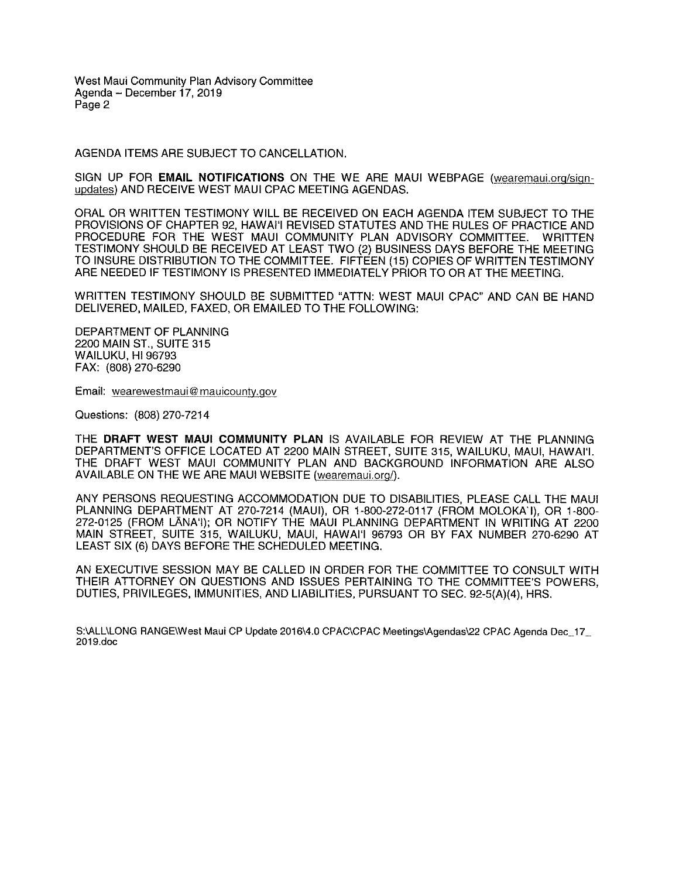AGENDA ITEMS ARE SUBJECT TO CANCELLATION.

SIGN UP FOR **EMAIL NOTIFICATIONS** ON THE WE ARE MAUI WEBPAGE (wearemaui.org/sign-updates) AND RECEIVE WEST MAUI CPAC MEETING AGENDAS.

ORAL OR WRITTEN TESTIMONY WILL BE RECEIVED ON EACH AGENDA ITEM SUBJECT TO THE PROVISIONS OF CHAPTER 92, HAWAIʻI REVISED STATUTES AND THE RULES OF PRACTICE AND PROCEDURE FOR THE WEST MAUI COMMUNITY PLAN ADVISORY COMMITTEE. WRITTEN TESTIMONY SHOULD BE RECEIVED AT LEAST TWO (2) BUSINESS DAYS BEFORE THE MEETING TO INSURE DISTRIBUTION TO THE COMMITTEE. FIFTEEN (15) COPIES OF WRITTEN TESTIMONY ARE NEEDED IF TESTIMONY IS PRESENTED IMMEDIATELY PRIOR TO OR AT THE MEETING.

WRITTEN TESTIMONY SHOULD BE SUBMITTED "ATTN: WEST MAUI CPAC" AND CAN BE HAND DELIVERED, MAILED, FAXED, OR EMAILED TO THE FOLLOWING:

DEPARTMENT OF PLANNING
2200 MAIN ST., SUITE 315
WAILUKU, HI 96793
FAX: (808) 270-6290

Email: wearewestmaui@mauicounty.gov

Questions: (808) 270-7214

THE **DRAFT WEST MAUI COMMUNITY PLAN** IS AVAILABLE FOR REVIEW AT THE PLANNING DEPARTMENT'S OFFICE LOCATED AT 2200 MAIN STREET, SUITE 315, WAILUKU, MAUI, HAWAIʻI. THE DRAFT WEST MAUI COMMUNITY PLAN AND BACKGROUND INFORMATION ARE ALSO AVAILABLE ON THE WE ARE MAUI WEBSITE (wearemaui.org/).

ANY PERSONS REQUESTING ACCOMMODATION DUE TO DISABILITIES, PLEASE CALL THE MAUI PLANNING DEPARTMENT AT 270-7214 (MAUI), OR 1-800-272-0117 (FROM MOLOKAʻI), OR 1-800-272-0125 (FROM LĀNAʻI); OR NOTIFY THE MAUI PLANNING DEPARTMENT IN WRITING AT 2200 MAIN STREET, SUITE 315, WAILUKU, MAUI, HAWAIʻI 96793 OR BY FAX NUMBER 270-6290 AT LEAST SIX (6) DAYS BEFORE THE SCHEDULED MEETING.

AN EXECUTIVE SESSION MAY BE CALLED IN ORDER FOR THE COMMITTEE TO CONSULT WITH THEIR ATTORNEY ON QUESTIONS AND ISSUES PERTAINING TO THE COMMITTEE'S POWERS, DUTIES, PRIVILEGES, IMMUNITIES, AND LIABILITIES, PURSUANT TO SEC. 92-5(A)(4), HRS.

S:\ALL\LONG RANGE\West Maui CP Update 2016\4.0 CPAC\CPAC Meetings\Agendas\22 CPAC Agenda Dec_17_2019.doc